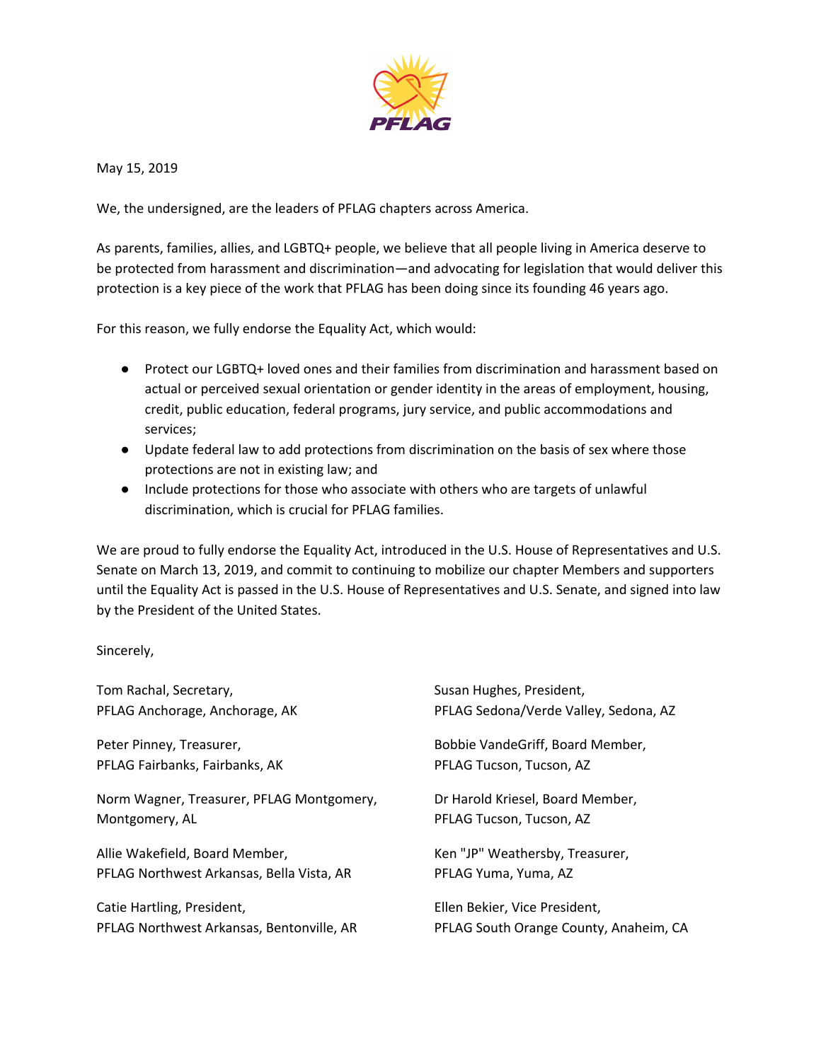PFLAG

May 15, 2019

We, the undersigned, are the leaders of PFLAG chapters across America.

As parents, families, allies, and LGBTQ+ people, we believe that all people living in America deserve to be protected from harassment and discrimination—and advocating for legislation that would deliver this protection is a key piece of the work that PFLAG has been doing since its founding 46 years ago.

For this reason, we fully endorse the Equality Act, which would:

- Protect our LGBTQ+ loved ones and their families from discrimination and harassment based on actual or perceived sexual orientation or gender identity in the areas of employment, housing, credit, public education, federal programs, jury service, and public accommodations and services;
- Update federal law to add protections from discrimination on the basis of sex where those protections are not in existing law; and
- Include protections for those who associate with others who are targets of unlawful discrimination, which is crucial for PFLAG families.

We are proud to fully endorse the Equality Act, introduced in the U.S. House of Representatives and U.S. Senate on March 13, 2019, and commit to continuing to mobilize our chapter Members and supporters until the Equality Act is passed in the U.S. House of Representatives and U.S. Senate, and signed into law by the President of the United States.

Sincerely,

Tom Rachal, Secretary,
PFLAG Anchorage, Anchorage, AK

Peter Pinney, Treasurer,
PFLAG Fairbanks, Fairbanks, AK

Norm Wagner, Treasurer, PFLAG Montgomery,
Montgomery, AL

Allie Wakefield, Board Member,
PFLAG Northwest Arkansas, Bella Vista, AR

Catie Hartling, President,
PFLAG Northwest Arkansas, Bentonville, AR

Susan Hughes, President,
PFLAG Sedona/Verde Valley, Sedona, AZ

Bobbie VandeGriff, Board Member,
PFLAG Tucson, Tucson, AZ

Dr Harold Kriesel, Board Member,
PFLAG Tucson, Tucson, AZ

Ken "JP" Weathersby, Treasurer,
PFLAG Yuma, Yuma, AZ

Ellen Bekier, Vice President,
PFLAG South Orange County, Anaheim, CA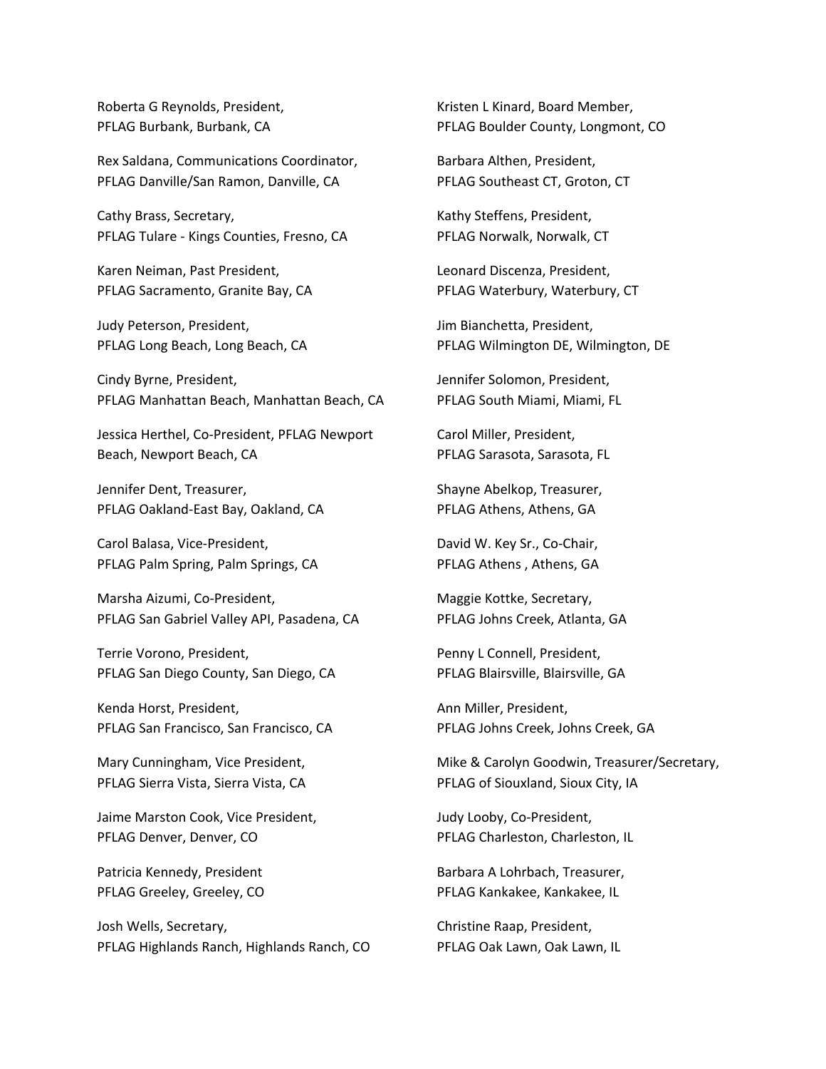Roberta G Reynolds, President,
PFLAG Burbank, Burbank, CA

Rex Saldana, Communications Coordinator,
PFLAG Danville/San Ramon, Danville, CA

Cathy Brass, Secretary,
PFLAG Tulare - Kings Counties, Fresno, CA

Karen Neiman, Past President,
PFLAG Sacramento, Granite Bay, CA

Judy Peterson, President,
PFLAG Long Beach, Long Beach, CA

Cindy Byrne, President,
PFLAG Manhattan Beach, Manhattan Beach, CA

Jessica Herthel, Co-President, PFLAG Newport Beach, Newport Beach, CA

Jennifer Dent, Treasurer,
PFLAG Oakland-East Bay, Oakland, CA

Carol Balasa, Vice-President,
PFLAG Palm Spring, Palm Springs, CA

Marsha Aizumi, Co-President,
PFLAG San Gabriel Valley API, Pasadena, CA

Terrie Vorono, President,
PFLAG San Diego County, San Diego, CA

Kenda Horst, President,
PFLAG San Francisco, San Francisco, CA

Mary Cunningham, Vice President,
PFLAG Sierra Vista, Sierra Vista, CA

Jaime Marston Cook, Vice President,
PFLAG Denver, Denver, CO

Patricia Kennedy, President
PFLAG Greeley, Greeley, CO

Josh Wells, Secretary,
PFLAG Highlands Ranch, Highlands Ranch, CO

Kristen L Kinard, Board Member,
PFLAG Boulder County, Longmont, CO

Barbara Althen, President,
PFLAG Southeast CT, Groton, CT

Kathy Steffens, President,
PFLAG Norwalk, Norwalk, CT

Leonard Discenza, President,
PFLAG Waterbury, Waterbury, CT

Jim Bianchetta, President,
PFLAG Wilmington DE, Wilmington, DE

Jennifer Solomon, President,
PFLAG South Miami, Miami, FL

Carol Miller, President,
PFLAG Sarasota, Sarasota, FL

Shayne Abelkop, Treasurer,
PFLAG Athens, Athens, GA

David W. Key Sr., Co-Chair,
PFLAG Athens , Athens, GA

Maggie Kottke, Secretary,
PFLAG Johns Creek, Atlanta, GA

Penny L Connell, President,
PFLAG Blairsville, Blairsville, GA

Ann Miller, President,
PFLAG Johns Creek, Johns Creek, GA

Mike & Carolyn Goodwin, Treasurer/Secretary,
PFLAG of Siouxland, Sioux City, IA

Judy Looby, Co-President,
PFLAG Charleston, Charleston, IL

Barbara A Lohrbach, Treasurer,
PFLAG Kankakee, Kankakee, IL

Christine Raap, President,
PFLAG Oak Lawn, Oak Lawn, IL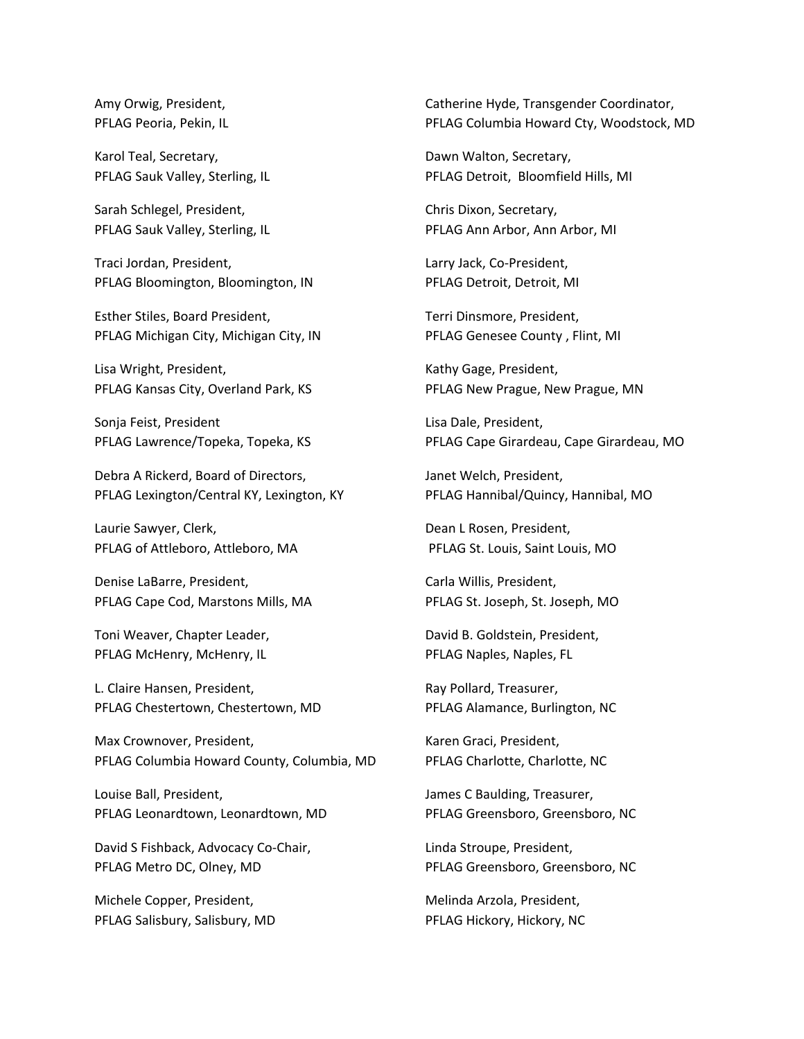Amy Orwig, President,
PFLAG Peoria, Pekin, IL

Karol Teal, Secretary,
PFLAG Sauk Valley, Sterling, IL

Sarah Schlegel, President,
PFLAG Sauk Valley, Sterling, IL

Traci Jordan, President,
PFLAG Bloomington, Bloomington, IN

Esther Stiles, Board President,
PFLAG Michigan City, Michigan City, IN

Lisa Wright, President,
PFLAG Kansas City, Overland Park, KS

Sonja Feist, President
PFLAG Lawrence/Topeka, Topeka, KS

Debra A Rickerd, Board of Directors,
PFLAG Lexington/Central KY, Lexington, KY

Laurie Sawyer, Clerk,
PFLAG of Attleboro, Attleboro, MA

Denise LaBarre, President,
PFLAG Cape Cod, Marstons Mills, MA

Toni Weaver, Chapter Leader,
PFLAG McHenry, McHenry, IL

L. Claire Hansen, President,
PFLAG Chestertown, Chestertown, MD

Max Crownover, President,
PFLAG Columbia Howard County, Columbia, MD

Louise Ball, President,
PFLAG Leonardtown, Leonardtown, MD

David S Fishback, Advocacy Co-Chair,
PFLAG Metro DC, Olney, MD

Michele Copper, President,
PFLAG Salisbury, Salisbury, MD

Catherine Hyde, Transgender Coordinator,
PFLAG Columbia Howard Cty, Woodstock, MD

Dawn Walton, Secretary,
PFLAG Detroit, Bloomfield Hills, MI

Chris Dixon, Secretary,
PFLAG Ann Arbor, Ann Arbor, MI

Larry Jack, Co-President,
PFLAG Detroit, Detroit, MI

Terri Dinsmore, President,
PFLAG Genesee County , Flint, MI

Kathy Gage, President,
PFLAG New Prague, New Prague, MN

Lisa Dale, President,
PFLAG Cape Girardeau, Cape Girardeau, MO

Janet Welch, President,
PFLAG Hannibal/Quincy, Hannibal, MO

Dean L Rosen, President,
PFLAG St. Louis, Saint Louis, MO

Carla Willis, President,
PFLAG St. Joseph, St. Joseph, MO

David B. Goldstein, President,
PFLAG Naples, Naples, FL

Ray Pollard, Treasurer,
PFLAG Alamance, Burlington, NC

Karen Graci, President,
PFLAG Charlotte, Charlotte, NC

James C Baulding, Treasurer,
PFLAG Greensboro, Greensboro, NC

Linda Stroupe, President,
PFLAG Greensboro, Greensboro, NC

Melinda Arzola, President,
PFLAG Hickory, Hickory, NC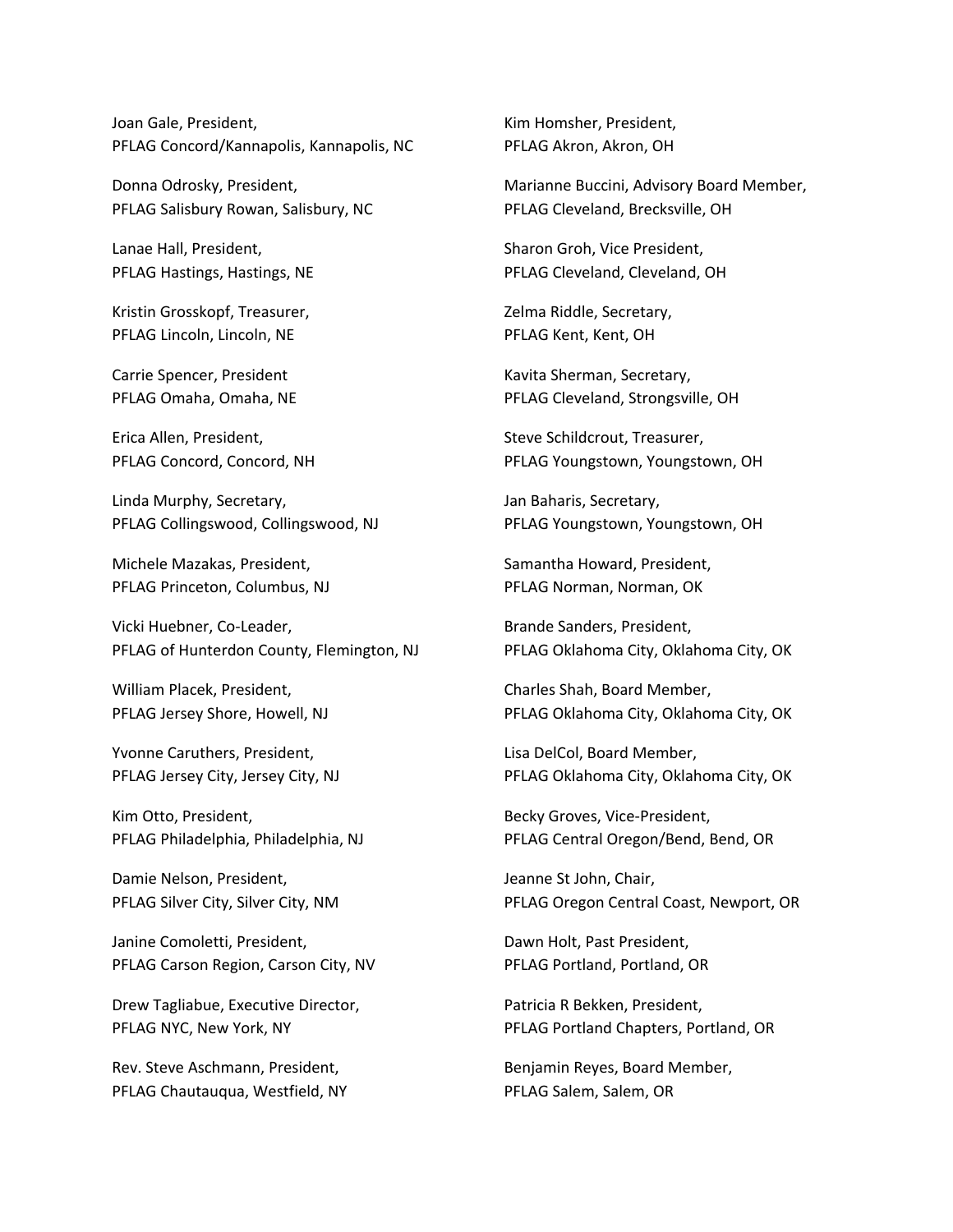Joan Gale, President,
PFLAG Concord/Kannapolis, Kannapolis, NC

Donna Odrosky, President,
PFLAG Salisbury Rowan, Salisbury, NC

Lanae Hall, President,
PFLAG Hastings, Hastings, NE

Kristin Grosskopf, Treasurer,
PFLAG Lincoln, Lincoln, NE

Carrie Spencer, President
PFLAG Omaha, Omaha, NE

Erica Allen, President,
PFLAG Concord, Concord, NH

Linda Murphy, Secretary,
PFLAG Collingswood, Collingswood, NJ

Michele Mazakas, President,
PFLAG Princeton, Columbus, NJ

Vicki Huebner, Co-Leader,
PFLAG of Hunterdon County, Flemington, NJ

William Placek, President,
PFLAG Jersey Shore, Howell, NJ

Yvonne Caruthers, President,
PFLAG Jersey City, Jersey City, NJ

Kim Otto, President,
PFLAG Philadelphia, Philadelphia, NJ

Damie Nelson, President,
PFLAG Silver City, Silver City, NM

Janine Comoletti, President,
PFLAG Carson Region, Carson City, NV

Drew Tagliabue, Executive Director,
PFLAG NYC, New York, NY

Rev. Steve Aschmann, President,
PFLAG Chautauqua, Westfield, NY

Kim Homsher, President,
PFLAG Akron, Akron, OH

Marianne Buccini, Advisory Board Member,
PFLAG Cleveland, Brecksville, OH

Sharon Groh, Vice President,
PFLAG Cleveland, Cleveland, OH

Zelma Riddle, Secretary,
PFLAG Kent, Kent, OH

Kavita Sherman, Secretary,
PFLAG Cleveland, Strongsville, OH

Steve Schildcrout, Treasurer,
PFLAG Youngstown, Youngstown, OH

Jan Baharis, Secretary,
PFLAG Youngstown, Youngstown, OH

Samantha Howard, President,
PFLAG Norman, Norman, OK

Brande Sanders, President,
PFLAG Oklahoma City, Oklahoma City, OK

Charles Shah, Board Member,
PFLAG Oklahoma City, Oklahoma City, OK

Lisa DelCol, Board Member,
PFLAG Oklahoma City, Oklahoma City, OK

Becky Groves, Vice-President,
PFLAG Central Oregon/Bend, Bend, OR

Jeanne St John, Chair,
PFLAG Oregon Central Coast, Newport, OR

Dawn Holt, Past President,
PFLAG Portland, Portland, OR

Patricia R Bekken, President,
PFLAG Portland Chapters, Portland, OR

Benjamin Reyes, Board Member,
PFLAG Salem, Salem, OR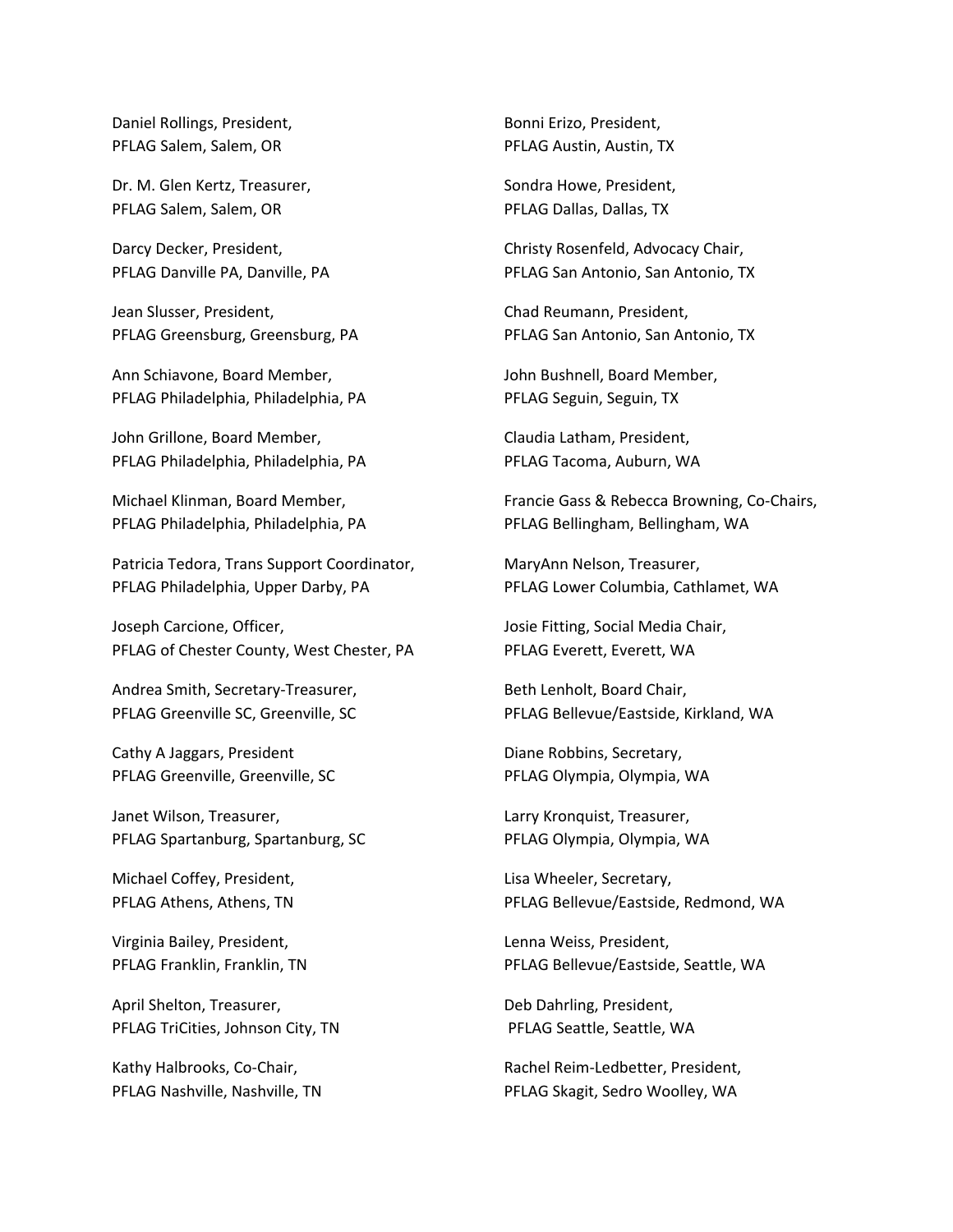Daniel Rollings, President,
PFLAG Salem, Salem, OR

Dr. M. Glen Kertz, Treasurer,
PFLAG Salem, Salem, OR

Darcy Decker, President,
PFLAG Danville PA, Danville, PA

Jean Slusser, President,
PFLAG Greensburg, Greensburg, PA

Ann Schiavone, Board Member,
PFLAG Philadelphia, Philadelphia, PA

John Grillone, Board Member,
PFLAG Philadelphia, Philadelphia, PA

Michael Klinman, Board Member,
PFLAG Philadelphia, Philadelphia, PA

Patricia Tedora, Trans Support Coordinator,
PFLAG Philadelphia, Upper Darby, PA

Joseph Carcione, Officer,
PFLAG of Chester County, West Chester, PA

Andrea Smith, Secretary-Treasurer,
PFLAG Greenville SC, Greenville, SC

Cathy A Jaggars, President
PFLAG Greenville, Greenville, SC

Janet Wilson, Treasurer,
PFLAG Spartanburg, Spartanburg, SC

Michael Coffey, President,
PFLAG Athens, Athens, TN

Virginia Bailey, President,
PFLAG Franklin, Franklin, TN

April Shelton, Treasurer,
PFLAG TriCities, Johnson City, TN

Kathy Halbrooks, Co-Chair,
PFLAG Nashville, Nashville, TN

Bonni Erizo, President,
PFLAG Austin, Austin, TX

Sondra Howe, President,
PFLAG Dallas, Dallas, TX

Christy Rosenfeld, Advocacy Chair,
PFLAG San Antonio, San Antonio, TX

Chad Reumann, President,
PFLAG San Antonio, San Antonio, TX

John Bushnell, Board Member,
PFLAG Seguin, Seguin, TX

Claudia Latham, President,
PFLAG Tacoma, Auburn, WA

Francie Gass & Rebecca Browning, Co-Chairs,
PFLAG Bellingham, Bellingham, WA

MaryAnn Nelson, Treasurer,
PFLAG Lower Columbia, Cathlamet, WA

Josie Fitting, Social Media Chair,
PFLAG Everett, Everett, WA

Beth Lenholt, Board Chair,
PFLAG Bellevue/Eastside, Kirkland, WA

Diane Robbins, Secretary,
PFLAG Olympia, Olympia, WA

Larry Kronquist, Treasurer,
PFLAG Olympia, Olympia, WA

Lisa Wheeler, Secretary,
PFLAG Bellevue/Eastside, Redmond, WA

Lenna Weiss, President,
PFLAG Bellevue/Eastside, Seattle, WA

Deb Dahrling, President,
PFLAG Seattle, Seattle, WA

Rachel Reim-Ledbetter, President,
PFLAG Skagit, Sedro Woolley, WA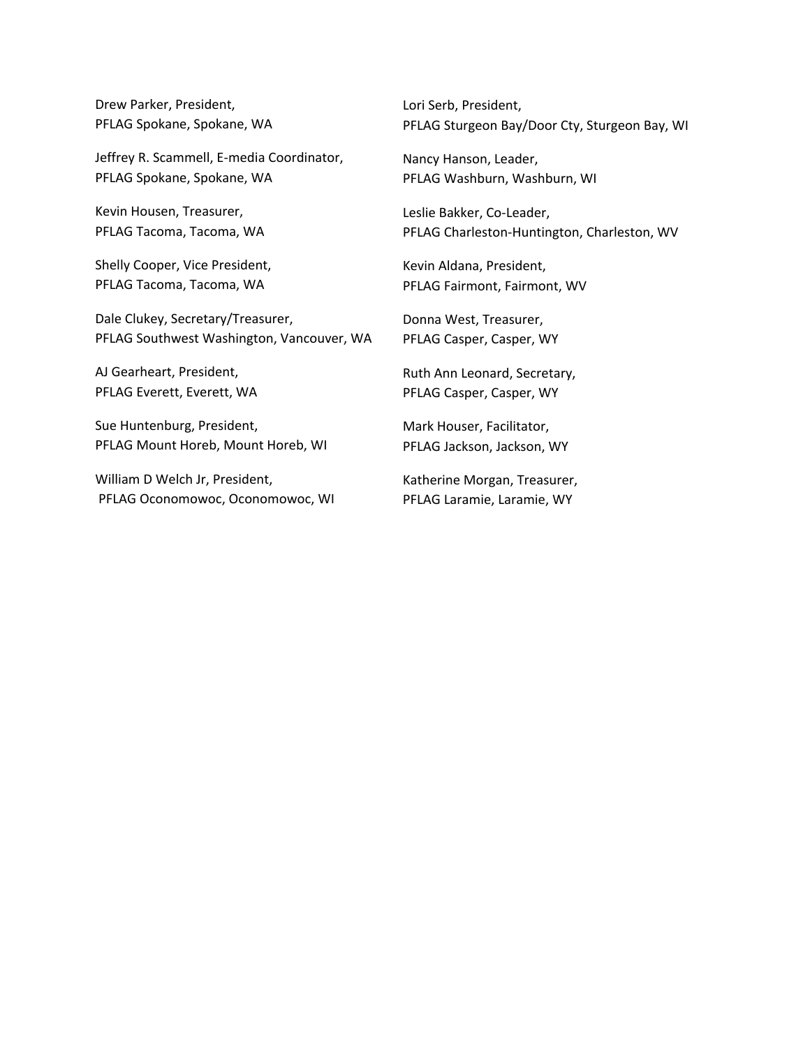Drew Parker, President,
PFLAG Spokane, Spokane, WA

Jeffrey R. Scammell, E-media Coordinator,
PFLAG Spokane, Spokane, WA

Kevin Housen, Treasurer,
PFLAG Tacoma, Tacoma, WA

Shelly Cooper, Vice President,
PFLAG Tacoma, Tacoma, WA

Dale Clukey, Secretary/Treasurer,
PFLAG Southwest Washington, Vancouver, WA

AJ Gearheart, President,
PFLAG Everett, Everett, WA

Sue Huntenburg, President,
PFLAG Mount Horeb, Mount Horeb, WI

William D Welch Jr, President,
PFLAG Oconomowoc, Oconomowoc, WI

Lori Serb, President,
PFLAG Sturgeon Bay/Door Cty, Sturgeon Bay, WI

Nancy Hanson, Leader,
PFLAG Washburn, Washburn, WI

Leslie Bakker, Co-Leader,
PFLAG Charleston-Huntington, Charleston, WV

Kevin Aldana, President,
PFLAG Fairmont, Fairmont, WV

Donna West, Treasurer,
PFLAG Casper, Casper, WY

Ruth Ann Leonard, Secretary,
PFLAG Casper, Casper, WY

Mark Houser, Facilitator,
PFLAG Jackson, Jackson, WY

Katherine Morgan, Treasurer,
PFLAG Laramie, Laramie, WY